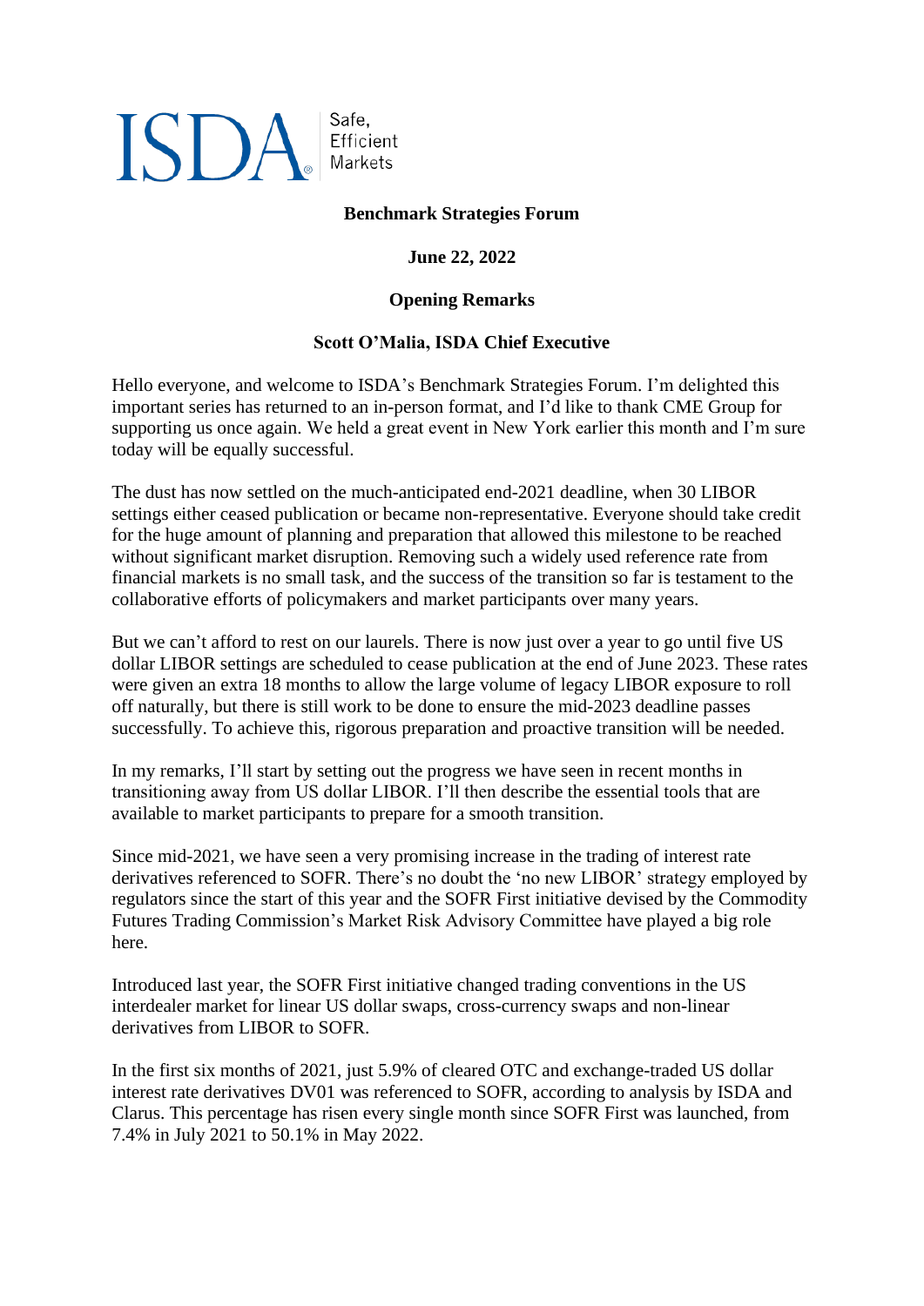ISDA® Safe, Efficient Markets

**Benchmark Strategies Forum**

**June 22, 2022**

**Opening Remarks**

**Scott O'Malia, ISDA Chief Executive**

Hello everyone, and welcome to ISDA's Benchmark Strategies Forum. I'm delighted this important series has returned to an in-person format, and I'd like to thank CME Group for supporting us once again. We held a great event in New York earlier this month and I'm sure today will be equally successful.

The dust has now settled on the much-anticipated end-2021 deadline, when 30 LIBOR settings either ceased publication or became non-representative. Everyone should take credit for the huge amount of planning and preparation that allowed this milestone to be reached without significant market disruption. Removing such a widely used reference rate from financial markets is no small task, and the success of the transition so far is testament to the collaborative efforts of policymakers and market participants over many years.

But we can't afford to rest on our laurels. There is now just over a year to go until five US dollar LIBOR settings are scheduled to cease publication at the end of June 2023. These rates were given an extra 18 months to allow the large volume of legacy LIBOR exposure to roll off naturally, but there is still work to be done to ensure the mid-2023 deadline passes successfully. To achieve this, rigorous preparation and proactive transition will be needed.

In my remarks, I'll start by setting out the progress we have seen in recent months in transitioning away from US dollar LIBOR. I'll then describe the essential tools that are available to market participants to prepare for a smooth transition.

Since mid-2021, we have seen a very promising increase in the trading of interest rate derivatives referenced to SOFR. There's no doubt the 'no new LIBOR' strategy employed by regulators since the start of this year and the SOFR First initiative devised by the Commodity Futures Trading Commission's Market Risk Advisory Committee have played a big role here.

Introduced last year, the SOFR First initiative changed trading conventions in the US interdealer market for linear US dollar swaps, cross-currency swaps and non-linear derivatives from LIBOR to SOFR.

In the first six months of 2021, just 5.9% of cleared OTC and exchange-traded US dollar interest rate derivatives DV01 was referenced to SOFR, according to analysis by ISDA and Clarus. This percentage has risen every single month since SOFR First was launched, from 7.4% in July 2021 to 50.1% in May 2022.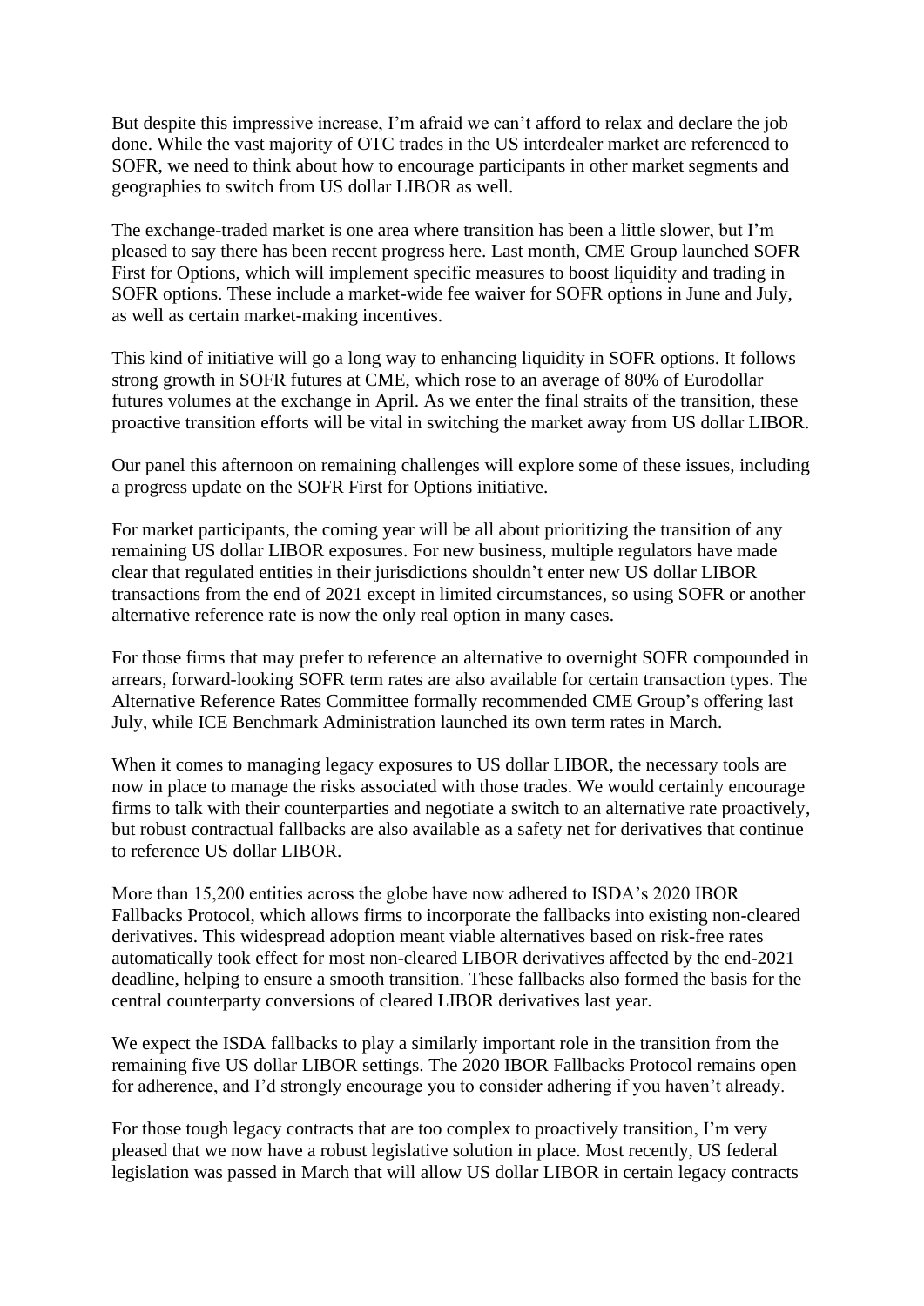But despite this impressive increase, I'm afraid we can't afford to relax and declare the job done. While the vast majority of OTC trades in the US interdealer market are referenced to SOFR, we need to think about how to encourage participants in other market segments and geographies to switch from US dollar LIBOR as well.

The exchange-traded market is one area where transition has been a little slower, but I'm pleased to say there has been recent progress here. Last month, CME Group launched SOFR First for Options, which will implement specific measures to boost liquidity and trading in SOFR options. These include a market-wide fee waiver for SOFR options in June and July, as well as certain market-making incentives.

This kind of initiative will go a long way to enhancing liquidity in SOFR options. It follows strong growth in SOFR futures at CME, which rose to an average of 80% of Eurodollar futures volumes at the exchange in April. As we enter the final straits of the transition, these proactive transition efforts will be vital in switching the market away from US dollar LIBOR.

Our panel this afternoon on remaining challenges will explore some of these issues, including a progress update on the SOFR First for Options initiative.

For market participants, the coming year will be all about prioritizing the transition of any remaining US dollar LIBOR exposures. For new business, multiple regulators have made clear that regulated entities in their jurisdictions shouldn't enter new US dollar LIBOR transactions from the end of 2021 except in limited circumstances, so using SOFR or another alternative reference rate is now the only real option in many cases.

For those firms that may prefer to reference an alternative to overnight SOFR compounded in arrears, forward-looking SOFR term rates are also available for certain transaction types. The Alternative Reference Rates Committee formally recommended CME Group's offering last July, while ICE Benchmark Administration launched its own term rates in March.

When it comes to managing legacy exposures to US dollar LIBOR, the necessary tools are now in place to manage the risks associated with those trades. We would certainly encourage firms to talk with their counterparties and negotiate a switch to an alternative rate proactively, but robust contractual fallbacks are also available as a safety net for derivatives that continue to reference US dollar LIBOR.

More than 15,200 entities across the globe have now adhered to ISDA's 2020 IBOR Fallbacks Protocol, which allows firms to incorporate the fallbacks into existing non-cleared derivatives. This widespread adoption meant viable alternatives based on risk-free rates automatically took effect for most non-cleared LIBOR derivatives affected by the end-2021 deadline, helping to ensure a smooth transition. These fallbacks also formed the basis for the central counterparty conversions of cleared LIBOR derivatives last year.

We expect the ISDA fallbacks to play a similarly important role in the transition from the remaining five US dollar LIBOR settings. The 2020 IBOR Fallbacks Protocol remains open for adherence, and I'd strongly encourage you to consider adhering if you haven't already.

For those tough legacy contracts that are too complex to proactively transition, I'm very pleased that we now have a robust legislative solution in place. Most recently, US federal legislation was passed in March that will allow US dollar LIBOR in certain legacy contracts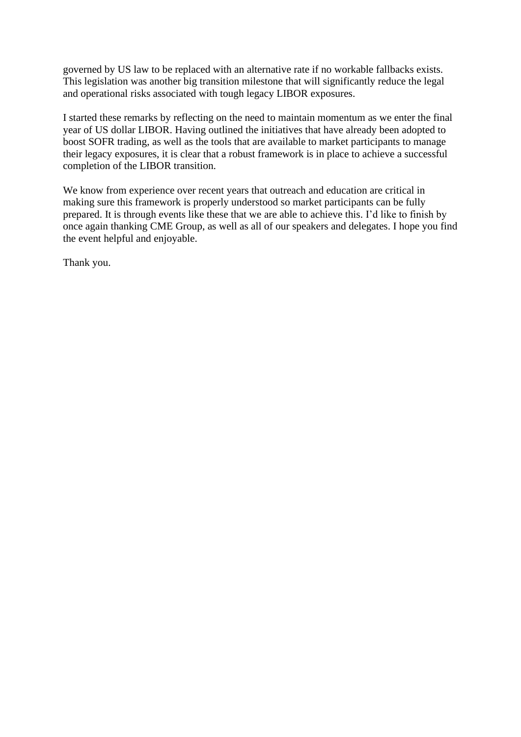governed by US law to be replaced with an alternative rate if no workable fallbacks exists. This legislation was another big transition milestone that will significantly reduce the legal and operational risks associated with tough legacy LIBOR exposures.

I started these remarks by reflecting on the need to maintain momentum as we enter the final year of US dollar LIBOR. Having outlined the initiatives that have already been adopted to boost SOFR trading, as well as the tools that are available to market participants to manage their legacy exposures, it is clear that a robust framework is in place to achieve a successful completion of the LIBOR transition.

We know from experience over recent years that outreach and education are critical in making sure this framework is properly understood so market participants can be fully prepared. It is through events like these that we are able to achieve this. I'd like to finish by once again thanking CME Group, as well as all of our speakers and delegates. I hope you find the event helpful and enjoyable.

Thank you.